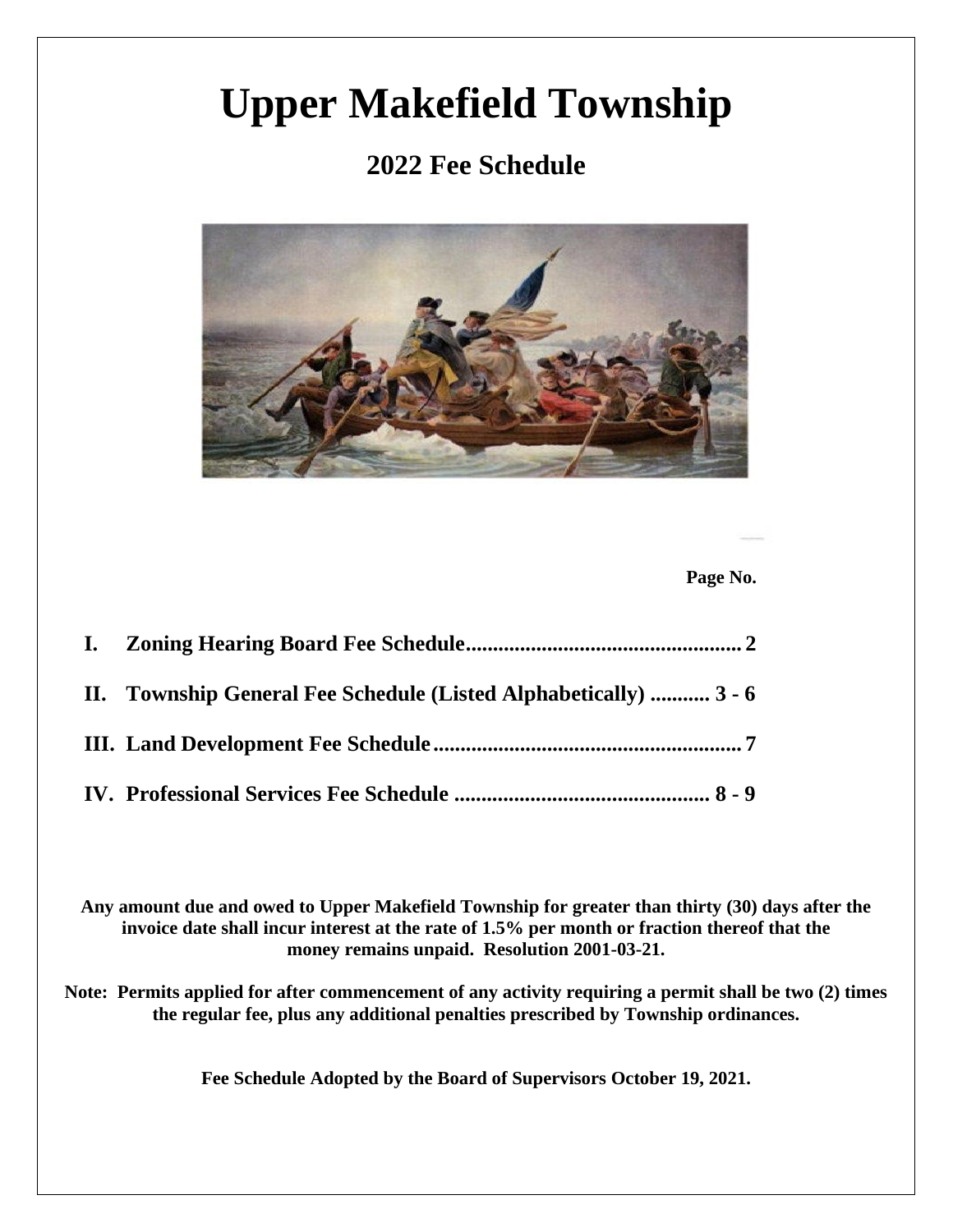# Upper Makefield Township

## 2022 Fee Schedule

| | Page No. |
|---|---|
| **I. Zoning Hearing Board Fee Schedule** | **2** |
| **II. Township General Fee Schedule (Listed Alphabetically)** | **3 - 6** |
| **III. Land Development Fee Schedule** | **7** |
| **IV. Professional Services Fee Schedule** | **8 - 9** |

**Any amount due and owed to Upper Makefield Township for greater than thirty (30) days after the invoice date shall incur interest at the rate of 1.5% per month or fraction thereof that the money remains unpaid. Resolution 2001-03-21.**

**Note: Permits applied for after commencement of any activity requiring a permit shall be two (2) times the regular fee, plus any additional penalties prescribed by Township ordinances.**

**Fee Schedule Adopted by the Board of Supervisors October 19, 2021.**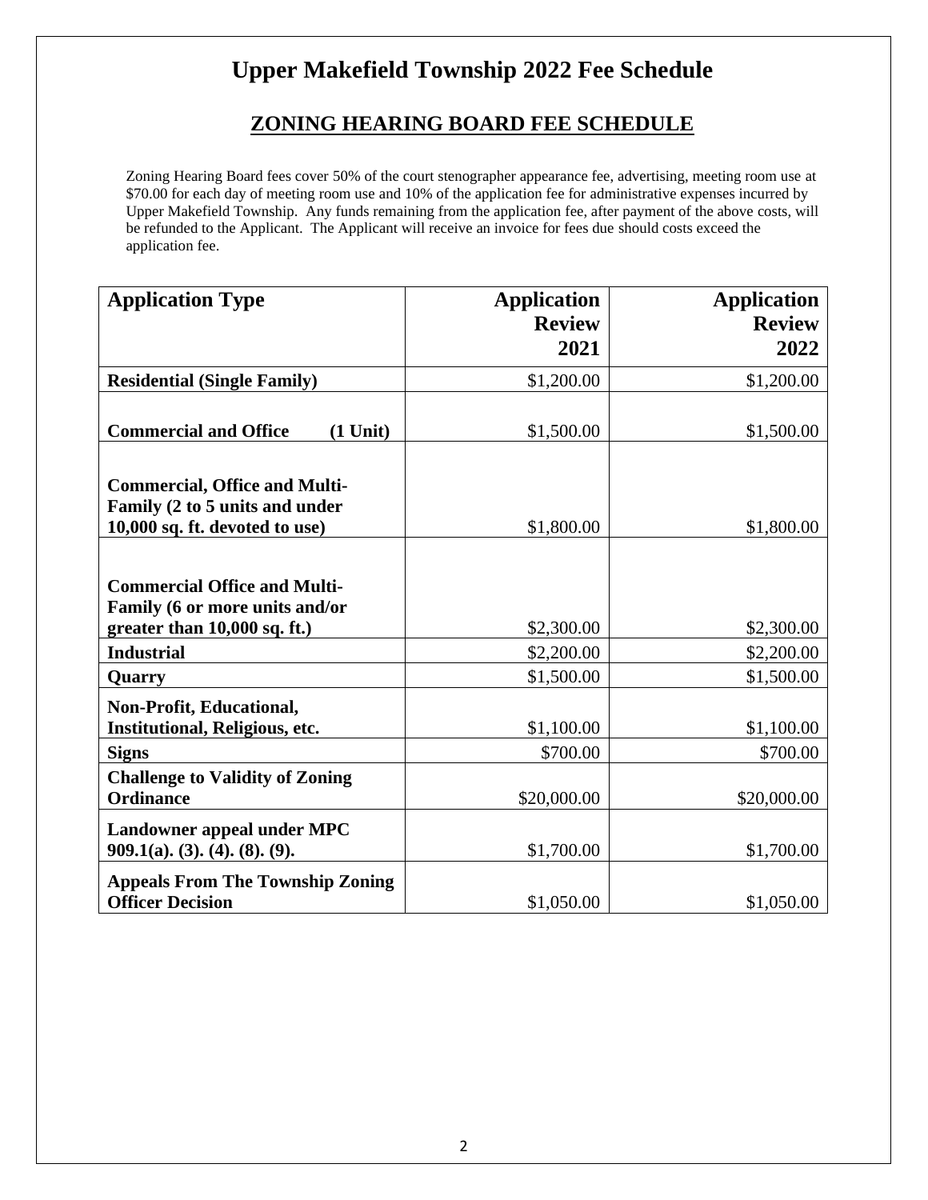# Upper Makefield Township 2022 Fee Schedule

## ZONING HEARING BOARD FEE SCHEDULE

Zoning Hearing Board fees cover 50% of the court stenographer appearance fee, advertising, meeting room use at $70.00 for each day of meeting room use and 10% of the application fee for administrative expenses incurred by Upper Makefield Township. Any funds remaining from the application fee, after payment of the above costs, will be refunded to the Applicant. The Applicant will receive an invoice for fees due should costs exceed the application fee.

| Application Type | Application Review 2021 | Application Review 2022 |
|---|---|---|
| **Residential (Single Family)** | $1,200.00 | $1,200.00 |
| **Commercial and Office (1 Unit)** | $1,500.00 | $1,500.00 |
| **Commercial, Office and Multi-Family (2 to 5 units and under 10,000 sq. ft. devoted to use)** | $1,800.00 | $1,800.00 |
| **Commercial Office and Multi-Family (6 or more units and/or greater than 10,000 sq. ft.)** | $2,300.00 | $2,300.00 |
| **Industrial** | $2,200.00 | $2,200.00 |
| **Quarry** | $1,500.00 | $1,500.00 |
| **Non-Profit, Educational, Institutional, Religious, etc.** | $1,100.00 | $1,100.00 |
| **Signs** | $700.00 | $700.00 |
| **Challenge to Validity of Zoning Ordinance** | $20,000.00 | $20,000.00 |
| **Landowner appeal under MPC 909.1(a). (3). (4). (8). (9).** | $1,700.00 | $1,700.00 |
| **Appeals From The Township Zoning Officer Decision** | $1,050.00 | $1,050.00 |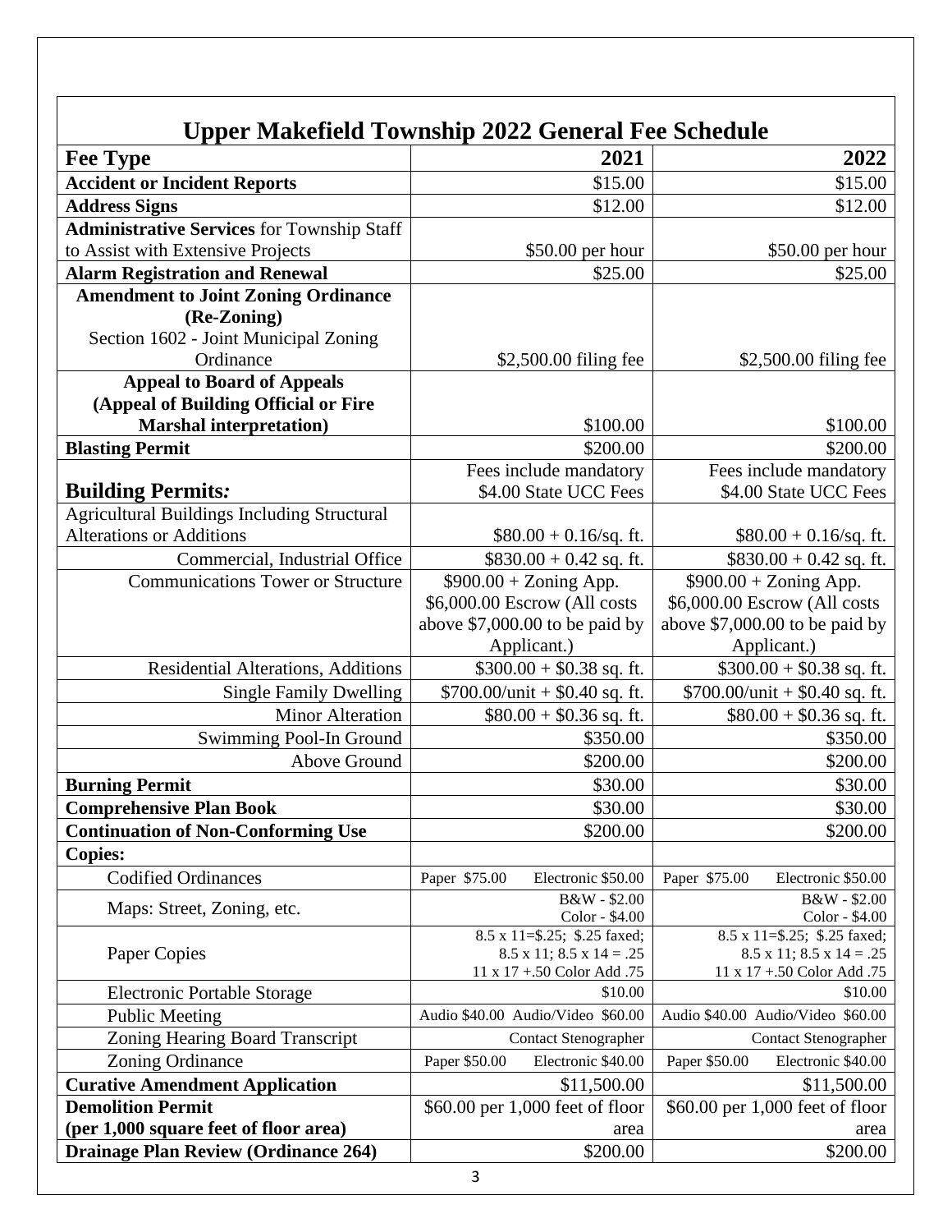# Upper Makefield Township 2022 General Fee Schedule

| Fee Type | 2021 | 2022 |
|---|---|---|
| **Accident or Incident Reports** | $15.00 | $15.00 |
| **Address Signs** | $12.00 | $12.00 |
| **Administrative Services** for Township Staff to Assist with Extensive Projects | $50.00 per hour | $50.00 per hour |
| **Alarm Registration and Renewal** | $25.00 | $25.00 |
| **Amendment to Joint Zoning Ordinance (Re-Zoning)** Section 1602 - Joint Municipal Zoning Ordinance | $2,500.00 filing fee | $2,500.00 filing fee |
| **Appeal to Board of Appeals (Appeal of Building Official or Fire Marshal interpretation)** | $100.00 | $100.00 |
| **Blasting Permit** | $200.00 | $200.00 |
| **Building Permits*:*** | Fees include mandatory $4.00 State UCC Fees | Fees include mandatory $4.00 State UCC Fees |
| Agricultural Buildings Including Structural Alterations or Additions | $80.00 + 0.16/sq. ft. | $80.00 + 0.16/sq. ft. |
| Commercial, Industrial Office | $830.00 + 0.42 sq. ft. | $830.00 + 0.42 sq. ft. |
| Communications Tower or Structure | $900.00 + Zoning App. $6,000.00 Escrow (All costs above $7,000.00 to be paid by Applicant.) | $900.00 + Zoning App. $6,000.00 Escrow (All costs above $7,000.00 to be paid by Applicant.) |
| Residential Alterations, Additions | $300.00 + $0.38 sq. ft. | $300.00 + $0.38 sq. ft. |
| Single Family Dwelling | $700.00/unit + $0.40 sq. ft. | $700.00/unit + $0.40 sq. ft. |
| Minor Alteration | $80.00 + $0.36 sq. ft. | $80.00 + $0.36 sq. ft. |
| Swimming Pool-In Ground | $350.00 | $350.00 |
| Above Ground | $200.00 | $200.00 |
| **Burning Permit** | $30.00 | $30.00 |
| **Comprehensive Plan Book** | $30.00 | $30.00 |
| **Continuation of Non-Conforming Use** | $200.00 | $200.00 |
| **Copies:** | | |
| Codified Ordinances | Paper $75.00 Electronic $50.00 | Paper $75.00 Electronic $50.00 |
| Maps: Street, Zoning, etc. | B&W - $2.00 Color - $4.00 | B&W - $2.00 Color - $4.00 |
| Paper Copies | 8.5 x 11=$.25; $.25 faxed; 8.5 x 11; 8.5 x 14 = .25 11 x 17 +.50 Color Add .75 | 8.5 x 11=$.25; $.25 faxed; 8.5 x 11; 8.5 x 14 = .25 11 x 17 +.50 Color Add .75 |
| Electronic Portable Storage | $10.00 | $10.00 |
| Public Meeting | Audio $40.00 Audio/Video $60.00 | Audio $40.00 Audio/Video $60.00 |
| Zoning Hearing Board Transcript | Contact Stenographer | Contact Stenographer |
| Zoning Ordinance | Paper $50.00 Electronic $40.00 | Paper $50.00 Electronic $40.00 |
| **Curative Amendment Application** | $11,500.00 | $11,500.00 |
| **Demolition Permit (per 1,000 square feet of floor area)** | $60.00 per 1,000 feet of floor area | $60.00 per 1,000 feet of floor area |
| **Drainage Plan Review (Ordinance 264)** | $200.00 | $200.00 |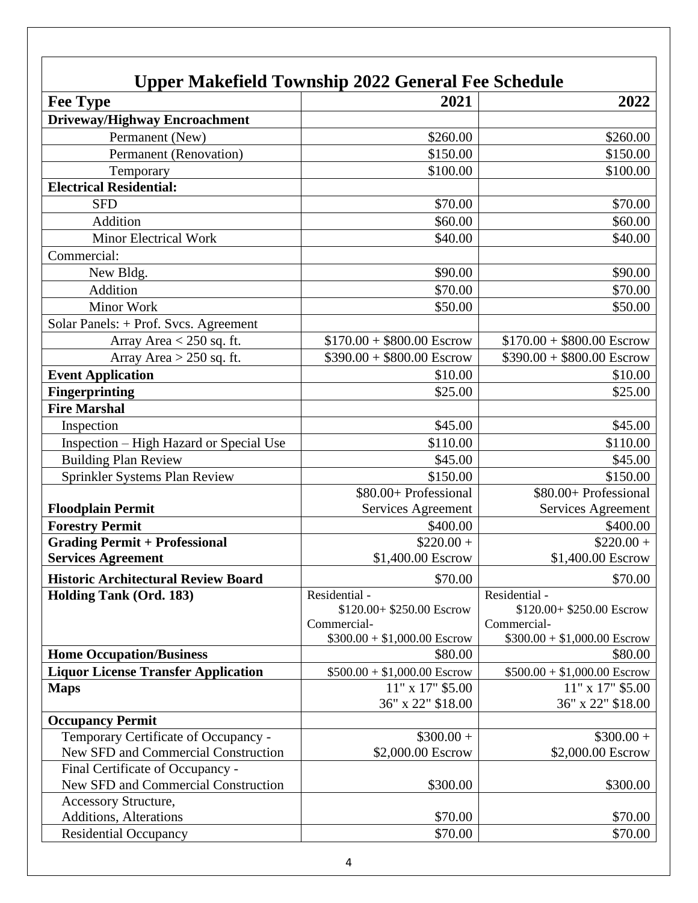# Upper Makefield Township 2022 General Fee Schedule

| Fee Type | 2021 | 2022 |
|---|---|---|
| **Driveway/Highway Encroachment** | | |
| Permanent (New) | $260.00 | $260.00 |
| Permanent (Renovation) | $150.00 | $150.00 |
| Temporary | $100.00 | $100.00 |
| **Electrical Residential:** | | |
| SFD | $70.00 | $70.00 |
| Addition | $60.00 | $60.00 |
| Minor Electrical Work | $40.00 | $40.00 |
| Commercial: | | |
| New Bldg. | $90.00 | $90.00 |
| Addition | $70.00 | $70.00 |
| Minor Work | $50.00 | $50.00 |
| Solar Panels: + Prof. Svcs. Agreement | | |
| Array Area < 250 sq. ft. | $170.00 + $800.00 Escrow | $170.00 + $800.00 Escrow |
| Array Area > 250 sq. ft. | $390.00 + $800.00 Escrow | $390.00 + $800.00 Escrow |
| **Event Application** | $10.00 | $10.00 |
| **Fingerprinting** | $25.00 | $25.00 |
| **Fire Marshal** | | |
| Inspection | $45.00 | $45.00 |
| Inspection – High Hazard or Special Use | $110.00 | $110.00 |
| Building Plan Review | $45.00 | $45.00 |
| Sprinkler Systems Plan Review | $150.00 | $150.00 |
| **Floodplain Permit** | $80.00+ Professional Services Agreement | $80.00+ Professional Services Agreement |
| **Forestry Permit** | $400.00 | $400.00 |
| **Grading Permit + Professional Services Agreement** | $220.00 + $1,400.00 Escrow | $220.00 + $1,400.00 Escrow |
| **Historic Architectural Review Board** | $70.00 | $70.00 |
| **Holding Tank (Ord. 183)** | Residential - $120.00+ $250.00 Escrow Commercial- $300.00 + $1,000.00 Escrow | Residential - $120.00+ $250.00 Escrow Commercial- $300.00 + $1,000.00 Escrow |
| **Home Occupation/Business** | $80.00 | $80.00 |
| **Liquor License Transfer Application** | $500.00 + $1,000.00 Escrow | $500.00 + $1,000.00 Escrow |
| **Maps** | 11" x 17" $5.00 36" x 22" $18.00 | 11" x 17" $5.00 36" x 22" $18.00 |
| **Occupancy Permit** | | |
| Temporary Certificate of Occupancy - New SFD and Commercial Construction | $300.00 + $2,000.00 Escrow | $300.00 + $2,000.00 Escrow |
| Final Certificate of Occupancy - New SFD and Commercial Construction | $300.00 | $300.00 |
| Accessory Structure, Additions, Alterations | $70.00 | $70.00 |
| Residential Occupancy | $70.00 | $70.00 |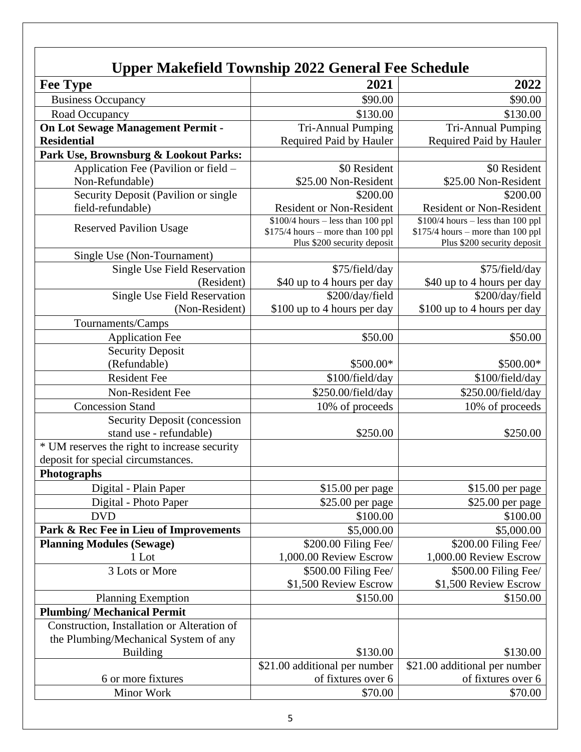## Upper Makefield Township 2022 General Fee Schedule

| Fee Type | 2021 | 2022 |
|---|---|---|
| Business Occupancy | $90.00 | $90.00 |
| Road Occupancy | $130.00 | $130.00 |
| **On Lot Sewage Management Permit - Residential** | Tri-Annual Pumping Required Paid by Hauler | Tri-Annual Pumping Required Paid by Hauler |
| **Park Use, Brownsburg & Lookout Parks:** | | |
| Application Fee (Pavilion or field – Non-Refundable) | $0 Resident<br>$25.00 Non-Resident | $0 Resident<br>$25.00 Non-Resident |
| Security Deposit (Pavilion or single field-refundable) | $200.00<br>Resident or Non-Resident | $200.00<br>Resident or Non-Resident |
| Reserved Pavilion Usage | $100/4 hours – less than 100 ppl<br>$175/4 hours – more than 100 ppl<br>Plus $200 security deposit | $100/4 hours – less than 100 ppl<br>$175/4 hours – more than 100 ppl<br>Plus $200 security deposit |
| Single Use (Non-Tournament) | | |
| Single Use Field Reservation (Resident) | $75/field/day<br>$40 up to 4 hours per day | $75/field/day<br>$40 up to 4 hours per day |
| Single Use Field Reservation (Non-Resident) | $200/day/field<br>$100 up to 4 hours per day | $200/day/field<br>$100 up to 4 hours per day |
| Tournaments/Camps | | |
| Application Fee | $50.00 | $50.00 |
| Security Deposit (Refundable) | $500.00* | $500.00* |
| Resident Fee | $100/field/day | $100/field/day |
| Non-Resident Fee | $250.00/field/day | $250.00/field/day |
| Concession Stand | 10% of proceeds | 10% of proceeds |
| Security Deposit (concession stand use - refundable) | $250.00 | $250.00 |
| * UM reserves the right to increase security deposit for special circumstances. | | |
| **Photographs** | | |
| Digital - Plain Paper | $15.00 per page | $15.00 per page |
| Digital - Photo Paper | $25.00 per page | $25.00 per page |
| DVD | $100.00 | $100.00 |
| **Park & Rec Fee in Lieu of Improvements** | $5,000.00 | $5,000.00 |
| **Planning Modules (Sewage)**<br>1 Lot | $200.00 Filing Fee/<br>1,000.00 Review Escrow | $200.00 Filing Fee/<br>1,000.00 Review Escrow |
| 3 Lots or More | $500.00 Filing Fee/<br>$1,500 Review Escrow | $500.00 Filing Fee/<br>$1,500 Review Escrow |
| Planning Exemption | $150.00 | $150.00 |
| **Plumbing/ Mechanical Permit** | | |
| Construction, Installation or Alteration of the Plumbing/Mechanical System of any Building | $130.00 | $130.00 |
| 6 or more fixtures | $21.00 additional per number of fixtures over 6 | $21.00 additional per number of fixtures over 6 |
| Minor Work | $70.00 | $70.00 |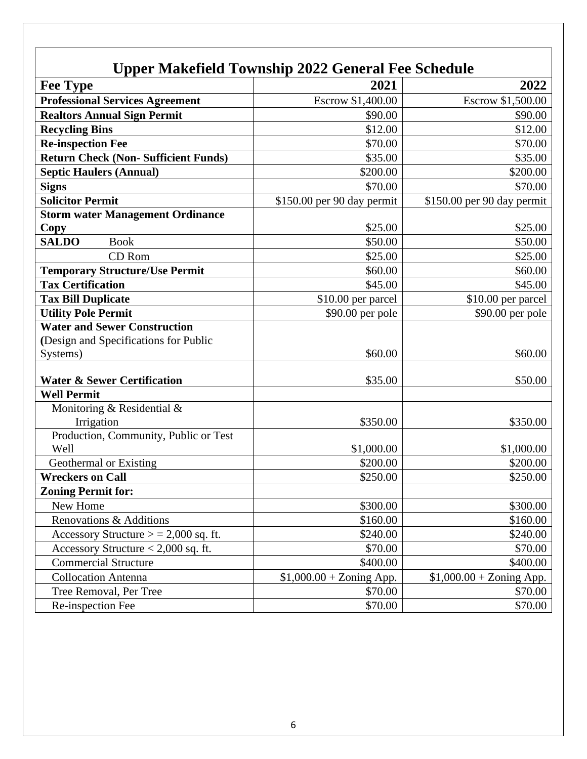## Upper Makefield Township 2022 General Fee Schedule

| Fee Type | 2021 | 2022 |
|---|---:|---:|
| **Professional Services Agreement** | Escrow $1,400.00 | Escrow $1,500.00 |
| **Realtors Annual Sign Permit** | $90.00 | $90.00 |
| **Recycling Bins** | $12.00 | $12.00 |
| **Re-inspection Fee** | $70.00 | $70.00 |
| **Return Check (Non- Sufficient Funds)** | $35.00 | $35.00 |
| **Septic Haulers (Annual)** | $200.00 | $200.00 |
| **Signs** | $70.00 | $70.00 |
| **Solicitor Permit** | $150.00 per 90 day permit | $150.00 per 90 day permit |
| **Storm water Management Ordinance Copy** | $25.00 | $25.00 |
| **SALDO** Book | $50.00 | $50.00 |
| CD Rom | $25.00 | $25.00 |
| **Temporary Structure/Use Permit** | $60.00 | $60.00 |
| **Tax Certification** | $45.00 | $45.00 |
| **Tax Bill Duplicate** | $10.00 per parcel | $10.00 per parcel |
| **Utility Pole Permit** | $90.00 per pole | $90.00 per pole |
| **Water and Sewer Construction** (Design and Specifications for Public Systems) | $60.00 | $60.00 |
| **Water & Sewer Certification** | $35.00 | $50.00 |
| **Well Permit** | | |
| Monitoring & Residential & Irrigation | $350.00 | $350.00 |
| Production, Community, Public or Test Well | $1,000.00 | $1,000.00 |
| Geothermal or Existing | $200.00 | $200.00 |
| **Wreckers on Call** | $250.00 | $250.00 |
| **Zoning Permit for:** | | |
| New Home | $300.00 | $300.00 |
| Renovations & Additions | $160.00 | $160.00 |
| Accessory Structure > = 2,000 sq. ft. | $240.00 | $240.00 |
| Accessory Structure < 2,000 sq. ft. | $70.00 | $70.00 |
| Commercial Structure | $400.00 | $400.00 |
| Collocation Antenna | $1,000.00 + Zoning App. | $1,000.00 + Zoning App. |
| Tree Removal, Per Tree | $70.00 | $70.00 |
| Re-inspection Fee | $70.00 | $70.00 |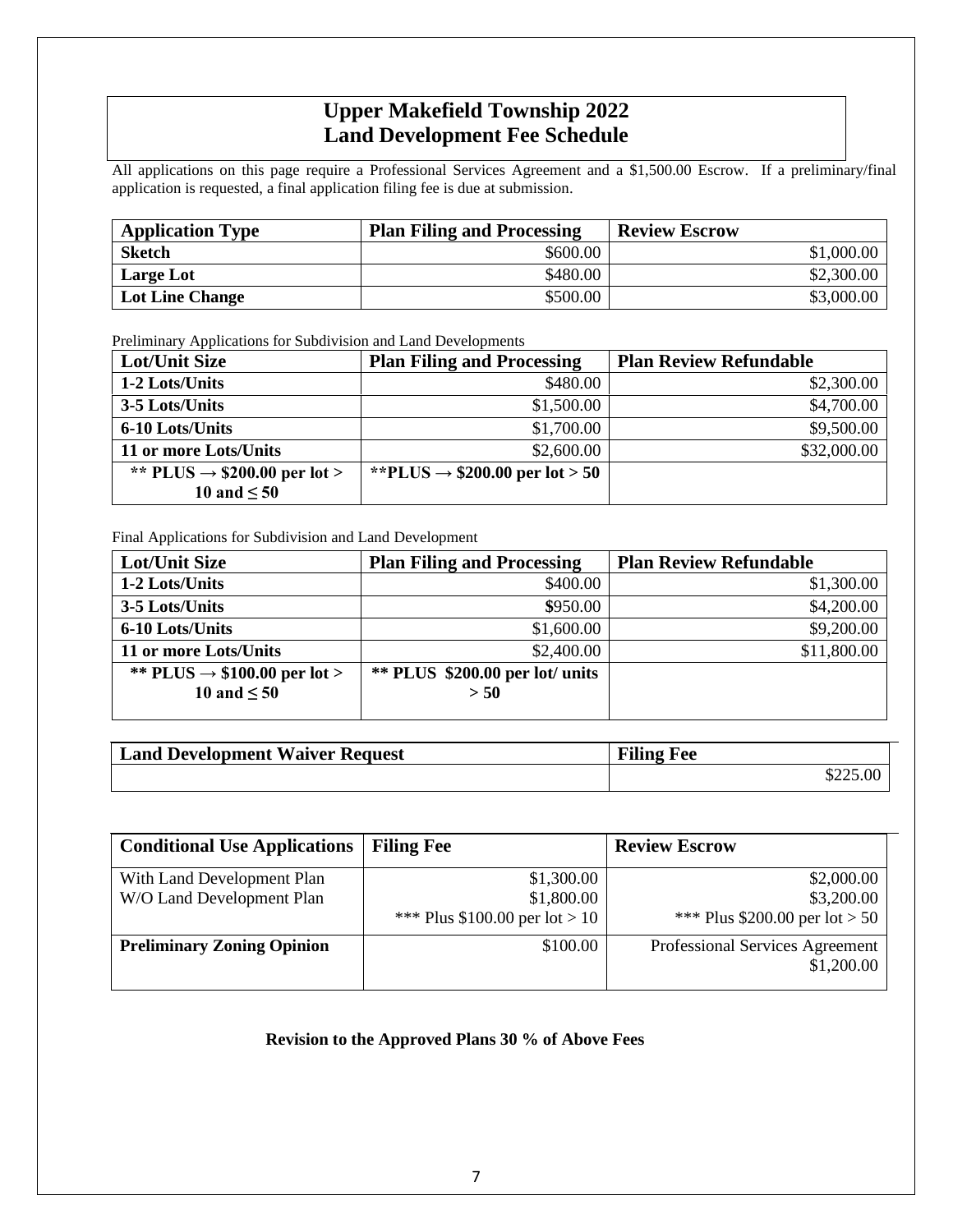# Upper Makefield Township 2022
# Land Development Fee Schedule

All applications on this page require a Professional Services Agreement and a $1,500.00 Escrow. If a preliminary/final application is requested, a final application filing fee is due at submission.

| Application Type | Plan Filing and Processing | Review Escrow |
|---|---|---|
| **Sketch** | $600.00 | $1,000.00 |
| **Large Lot** | $480.00 | $2,300.00 |
| **Lot Line Change** | $500.00 | $3,000.00 |

Preliminary Applications for Subdivision and Land Developments

| Lot/Unit Size | Plan Filing and Processing | Plan Review Refundable |
|---|---|---|
| **1-2 Lots/Units** | $480.00 | $2,300.00 |
| **3-5 Lots/Units** | $1,500.00 | $4,700.00 |
| **6-10 Lots/Units** | $1,700.00 | $9,500.00 |
| **11 or more Lots/Units** | $2,600.00 | $32,000.00 |
| **\*\* PLUS → $200.00 per lot > 10 and ≤ 50** | **\*\*PLUS → $200.00 per lot > 50** | |

Final Applications for Subdivision and Land Development

| Lot/Unit Size | Plan Filing and Processing | Plan Review Refundable |
|---|---|---|
| **1-2 Lots/Units** | $400.00 | $1,300.00 |
| **3-5 Lots/Units** | $950.00 | $4,200.00 |
| **6-10 Lots/Units** | $1,600.00 | $9,200.00 |
| **11 or more Lots/Units** | $2,400.00 | $11,800.00 |
| **\*\* PLUS → $100.00 per lot > 10 and ≤ 50** | **\*\* PLUS $200.00 per lot/ units > 50** | |

| Land Development Waiver Request | Filing Fee |
|---|---|
| | $225.00 |

| Conditional Use Applications | Filing Fee | Review Escrow |
|---|---|---|
| With Land Development Plan<br>W/O Land Development Plan | $1,300.00<br>$1,800.00<br>\*\*\* Plus $100.00 per lot > 10 | $2,000.00<br>$3,200.00<br>\*\*\* Plus $200.00 per lot > 50 |
| **Preliminary Zoning Opinion** | $100.00 | Professional Services Agreement<br>$1,200.00 |

**Revision to the Approved Plans 30 % of Above Fees**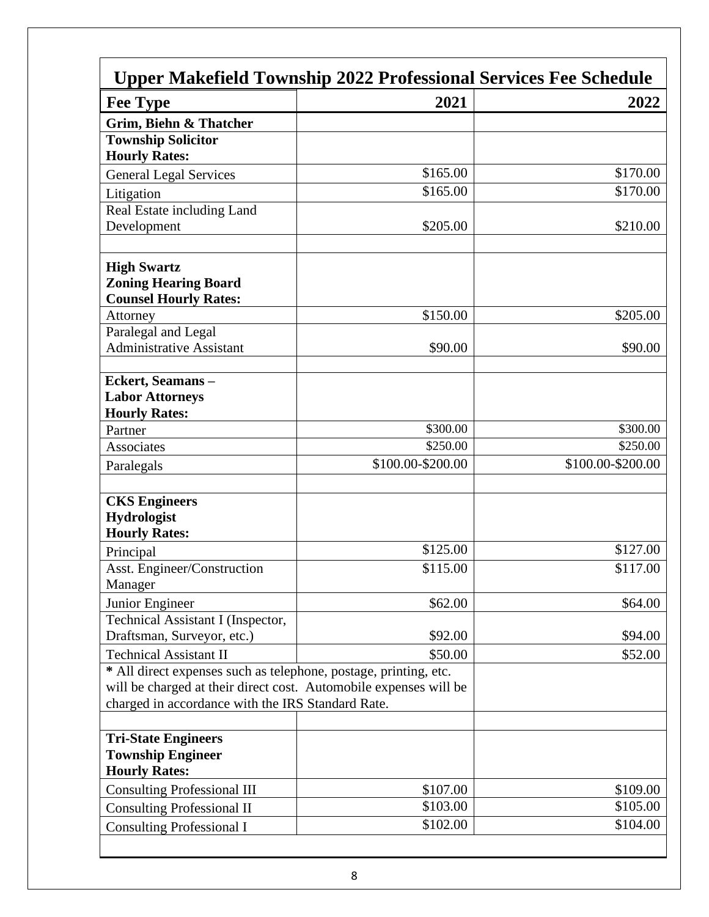## Upper Makefield Township 2022 Professional Services Fee Schedule

| Fee Type | 2021 | 2022 |
|---|---|---|
| **Grim, Biehn & Thatcher** | | |
| **Township Solicitor Hourly Rates:** | | |
| General Legal Services | $165.00 | $170.00 |
| Litigation | $165.00 | $170.00 |
| Real Estate including Land Development | $205.00 | $210.00 |
| | | |
| **High Swartz Zoning Hearing Board Counsel Hourly Rates:** | | |
| Attorney | $150.00 | $205.00 |
| Paralegal and Legal Administrative Assistant | $90.00 | $90.00 |
| | | |
| **Eckert, Seamans – Labor Attorneys Hourly Rates:** | | |
| Partner | $300.00 | $300.00 |
| Associates | $250.00 | $250.00 |
| Paralegals | $100.00-$200.00 | $100.00-$200.00 |
| | | |
| **CKS Engineers Hydrologist Hourly Rates:** | | |
| Principal | $125.00 | $127.00 |
| Asst. Engineer/Construction Manager | $115.00 | $117.00 |
| Junior Engineer | $62.00 | $64.00 |
| Technical Assistant I (Inspector, Draftsman, Surveyor, etc.) | $92.00 | $94.00 |
| Technical Assistant II | $50.00 | $52.00 |
| **\*** All direct expenses such as telephone, postage, printing, etc. will be charged at their direct cost. Automobile expenses will be charged in accordance with the IRS Standard Rate. | | |
| | | |
| **Tri-State Engineers Township Engineer Hourly Rates:** | | |
| Consulting Professional III | $107.00 | $109.00 |
| Consulting Professional II | $103.00 | $105.00 |
| Consulting Professional I | $102.00 | $104.00 |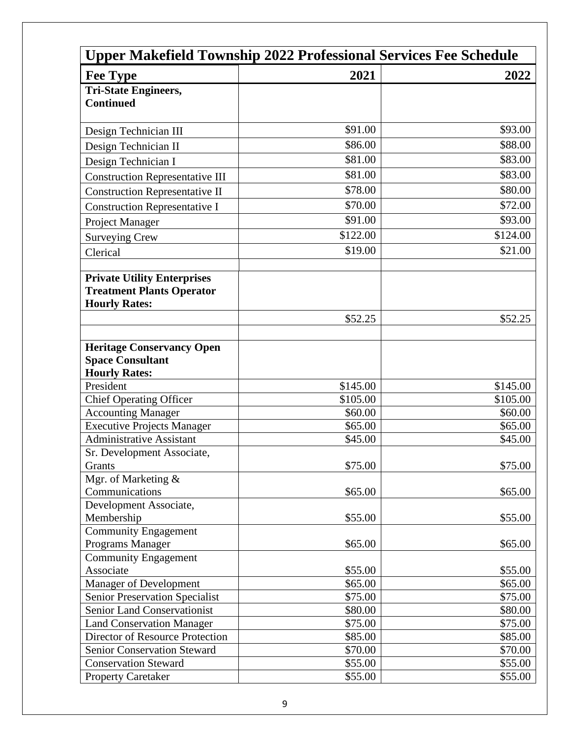| Upper Makefield Township 2022 Professional Services Fee Schedule | | |
|---|---|---|
| **Fee Type** | **2021** | **2022** |
| **Tri-State Engineers, Continued** | | |
| Design Technician III | $91.00 | $93.00 |
| Design Technician II | $86.00 | $88.00 |
| Design Technician I | $81.00 | $83.00 |
| Construction Representative III | $81.00 | $83.00 |
| Construction Representative II | $78.00 | $80.00 |
| Construction Representative I | $70.00 | $72.00 |
| Project Manager | $91.00 | $93.00 |
| Surveying Crew | $122.00 | $124.00 |
| Clerical | $19.00 | $21.00 |
| | | |
| **Private Utility Enterprises Treatment Plants Operator Hourly Rates:** | | |
| | $52.25 | $52.25 |
| | | |
| **Heritage Conservancy Open Space Consultant Hourly Rates:** | | |
| President | $145.00 | $145.00 |
| Chief Operating Officer | $105.00 | $105.00 |
| Accounting Manager | $60.00 | $60.00 |
| Executive Projects Manager | $65.00 | $65.00 |
| Administrative Assistant | $45.00 | $45.00 |
| Sr. Development Associate, Grants | $75.00 | $75.00 |
| Mgr. of Marketing & Communications | $65.00 | $65.00 |
| Development Associate, Membership | $55.00 | $55.00 |
| Community Engagement Programs Manager | $65.00 | $65.00 |
| Community Engagement Associate | $55.00 | $55.00 |
| Manager of Development | $65.00 | $65.00 |
| Senior Preservation Specialist | $75.00 | $75.00 |
| Senior Land Conservationist | $80.00 | $80.00 |
| Land Conservation Manager | $75.00 | $75.00 |
| Director of Resource Protection | $85.00 | $85.00 |
| Senior Conservation Steward | $70.00 | $70.00 |
| Conservation Steward | $55.00 | $55.00 |
| Property Caretaker | $55.00 | $55.00 |